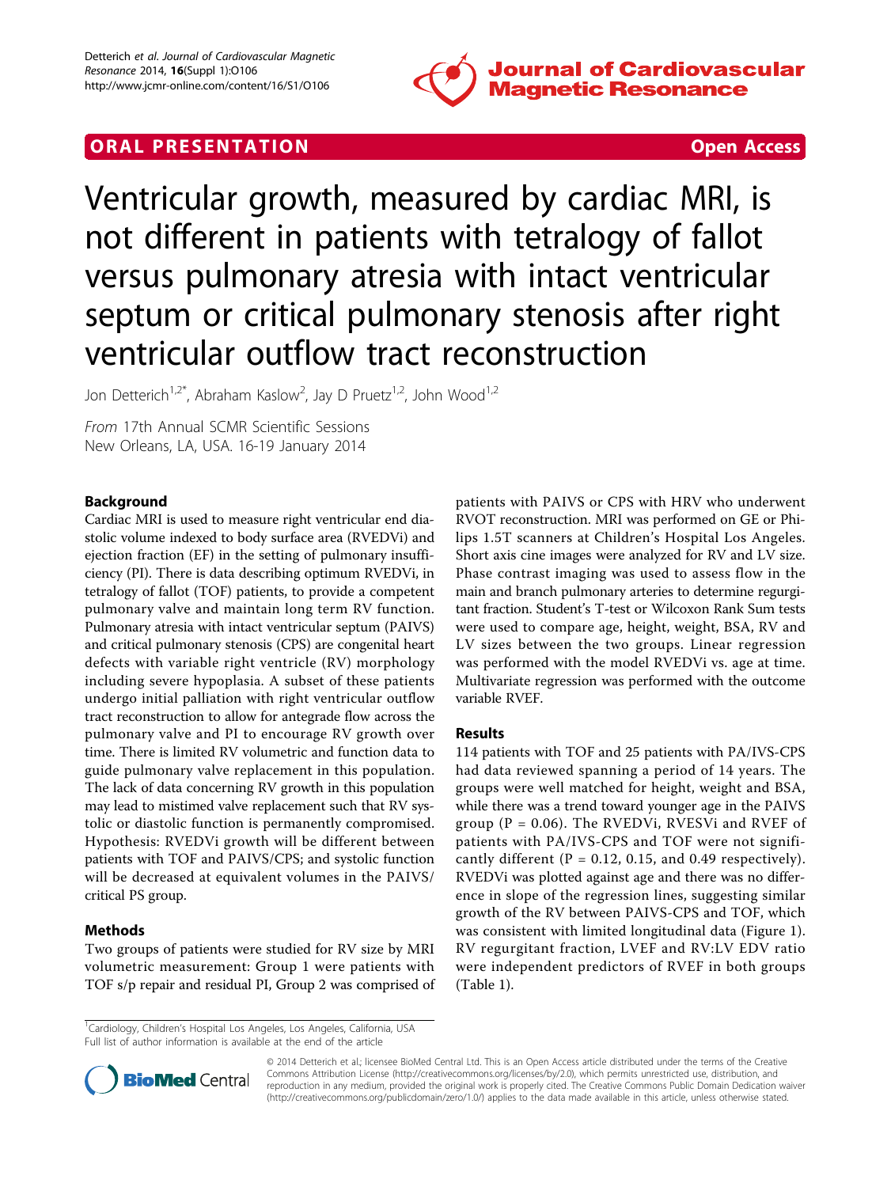ORAL PRESENTATION **Open Access**

# Ventricular growth, measured by cardiac MRI, is not different in patients with tetralogy of fallot versus pulmonary atresia with intact ventricular septum or critical pulmonary stenosis after right ventricular outflow tract reconstruction

Jon Detterich[1,2*], Abraham Kaslow[2], Jay D Pruetz[1,2], John Wood[1,2]

*From* 17th Annual SCMR Scientific Sessions
New Orleans, LA, USA. 16-19 January 2014

## Background

Cardiac MRI is used to measure right ventricular end diastolic volume indexed to body surface area (RVEDVi) and ejection fraction (EF) in the setting of pulmonary insufficiency (PI). There is data describing optimum RVEDVi, in tetralogy of fallot (TOF) patients, to provide a competent pulmonary valve and maintain long term RV function. Pulmonary atresia with intact ventricular septum (PAIVS) and critical pulmonary stenosis (CPS) are congenital heart defects with variable right ventricle (RV) morphology including severe hypoplasia. A subset of these patients undergo initial palliation with right ventricular outflow tract reconstruction to allow for antegrade flow across the pulmonary valve and PI to encourage RV growth over time. There is limited RV volumetric and function data to guide pulmonary valve replacement in this population. The lack of data concerning RV growth in this population may lead to mistimed valve replacement such that RV systolic or diastolic function is permanently compromised. Hypothesis: RVEDVi growth will be different between patients with TOF and PAIVS/CPS; and systolic function will be decreased at equivalent volumes in the PAIVS/critical PS group.

## Methods

Two groups of patients were studied for RV size by MRI volumetric measurement: Group 1 were patients with TOF s/p repair and residual PI, Group 2 was comprised of patients with PAIVS or CPS with HRV who underwent RVOT reconstruction. MRI was performed on GE or Philips 1.5T scanners at Children's Hospital Los Angeles. Short axis cine images were analyzed for RV and LV size. Phase contrast imaging was used to assess flow in the main and branch pulmonary arteries to determine regurgitant fraction. Student's T-test or Wilcoxon Rank Sum tests were used to compare age, height, weight, BSA, RV and LV sizes between the two groups. Linear regression was performed with the model RVEDVi vs. age at time. Multivariate regression was performed with the outcome variable RVEF.

## Results

114 patients with TOF and 25 patients with PA/IVS-CPS had data reviewed spanning a period of 14 years. The groups were well matched for height, weight and BSA, while there was a trend toward younger age in the PAIVS group ($P = 0.06$). The RVEDVi, RVESVi and RVEF of patients with PA/IVS-CPS and TOF were not significantly different ($P = 0.12$, $0.15$, and $0.49$ respectively). RVEDVi was plotted against age and there was no difference in slope of the regression lines, suggesting similar growth of the RV between PAIVS-CPS and TOF, which was consistent with limited longitudinal data (Figure 1). RV regurgitant fraction, LVEF and RV:LV EDV ratio were independent predictors of RVEF in both groups (Table 1).

[1]Cardiology, Children's Hospital Los Angeles, Los Angeles, California, USA
Full list of author information is available at the end of the article

© 2014 Detterich et al.; licensee BioMed Central Ltd. This is an Open Access article distributed under the terms of the Creative Commons Attribution License (http://creativecommons.org/licenses/by/2.0), which permits unrestricted use, distribution, and reproduction in any medium, provided the original work is properly cited. The Creative Commons Public Domain Dedication waiver (http://creativecommons.org/publicdomain/zero/1.0/) applies to the data made available in this article, unless otherwise stated.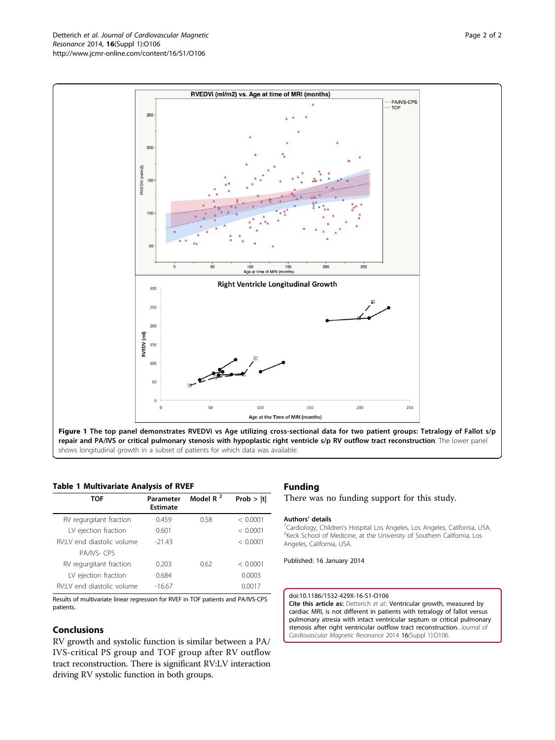RVEDVi (ml/m2) vs. Age at time of MRI (months)

PA/IVS-CPS
TOF

RVEDVi (ml/m2)

250
200
150
100
50

0
50
100
150
200
250

Age at time of MRI (months)

Right Ventricle Longitudinal Growth

RVEDV (ml)

300
250
200
150
100
50
0

0
50
100
150
200
250

Age at the Time of MRI (months)

**Figure 1 The top panel demonstrates RVEDVi vs Age utilizing cross-sectional data for two patient groups: Tetralogy of Fallot s/p repair and PA/IVS or critical pulmonary stenosis with hypoplastic right ventricle s/p RV outflow tract reconstruction**. The lower panel shows longitudinal growth in a subset of patients for which data was available.

**Table 1 Multivariate Analysis of RVEF**

| TOF | Parameter Estimate | Model $R^2$ | Prob > \|t\| |
|---|---|---|---|
| RV regurgitant fraction | 0.459 | 0.58 | < 0.0001 |
| LV ejection fraction | 0.601 | | < 0.0001 |
| RV:LV end diastolic volume | -21.43 | | < 0.0001 |
| PA/IVS- CPS | | | |
| RV regurgitant fraction | 0.203 | 0.62 | < 0.0001 |
| LV ejection fraction | 0.684 | | 0.0003 |
| RV:LV end diastolic volume | -16.67 | | 0.0017 |

Results of multivariate linear regression for RVEF in TOF patients and PA/IVS-CPS patients.

## Conclusions

RV growth and systolic function is similar between a PA/IVS-critical PS group and TOF group after RV outflow tract reconstruction. There is significant RV:LV interaction driving RV systolic function in both groups.

## Funding

There was no funding support for this study.

### Authors' details

[1]Cardiology, Children's Hospital Los Angeles, Los Angeles, California, USA. [2]Keck School of Medicine, at the University of Southern California, Los Angeles, California, USA.

Published: 16 January 2014

doi:10.1186/1532-429X-16-S1-O106

**Cite this article as:** Detterich *et al.*: Ventricular growth, measured by cardiac MRI, is not different in patients with tetralogy of fallot versus pulmonary atresia with intact ventricular septum or critical pulmonary stenosis after right ventricular outflow tract reconstruction. *Journal of Cardiovascular Magnetic Resonance* 2014 **16**(Suppl 1):O106.